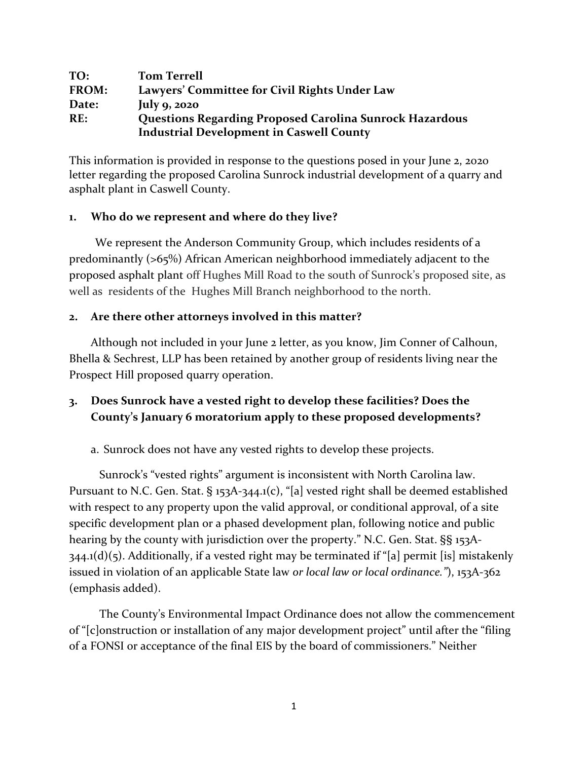**TO:** Tom Terrell
**FROM:** Lawyers' Committee for Civil Rights Under Law
**Date:** July 9, 2020
**RE:** Questions Regarding Proposed Carolina Sunrock Hazardous Industrial Development in Caswell County

This information is provided in response to the questions posed in your June 2, 2020 letter regarding the proposed Carolina Sunrock industrial development of a quarry and asphalt plant in Caswell County.

## 1. Who do we represent and where do they live?

We represent the Anderson Community Group, which includes residents of a predominantly (>65%) African American neighborhood immediately adjacent to the proposed asphalt plant off Hughes Mill Road to the south of Sunrock's proposed site, as well as residents of the Hughes Mill Branch neighborhood to the north.

## 2. Are there other attorneys involved in this matter?

Although not included in your June 2 letter, as you know, Jim Conner of Calhoun, Bhella & Sechrest, LLP has been retained by another group of residents living near the Prospect Hill proposed quarry operation.

## 3. Does Sunrock have a vested right to develop these facilities? Does the County's January 6 moratorium apply to these proposed developments?

a. Sunrock does not have any vested rights to develop these projects.

Sunrock's "vested rights" argument is inconsistent with North Carolina law. Pursuant to N.C. Gen. Stat. § 153A-344.1(c), "[a] vested right shall be deemed established with respect to any property upon the valid approval, or conditional approval, of a site specific development plan or a phased development plan, following notice and public hearing by the county with jurisdiction over the property." N.C. Gen. Stat. §§ 153A-344.1(d)(5). Additionally, if a vested right may be terminated if "[a] permit [is] mistakenly issued in violation of an applicable State law *or local law or local ordinance.*"), 153A-362 (emphasis added).

The County's Environmental Impact Ordinance does not allow the commencement of "[c]onstruction or installation of any major development project" until after the "filing of a FONSI or acceptance of the final EIS by the board of commissioners." Neither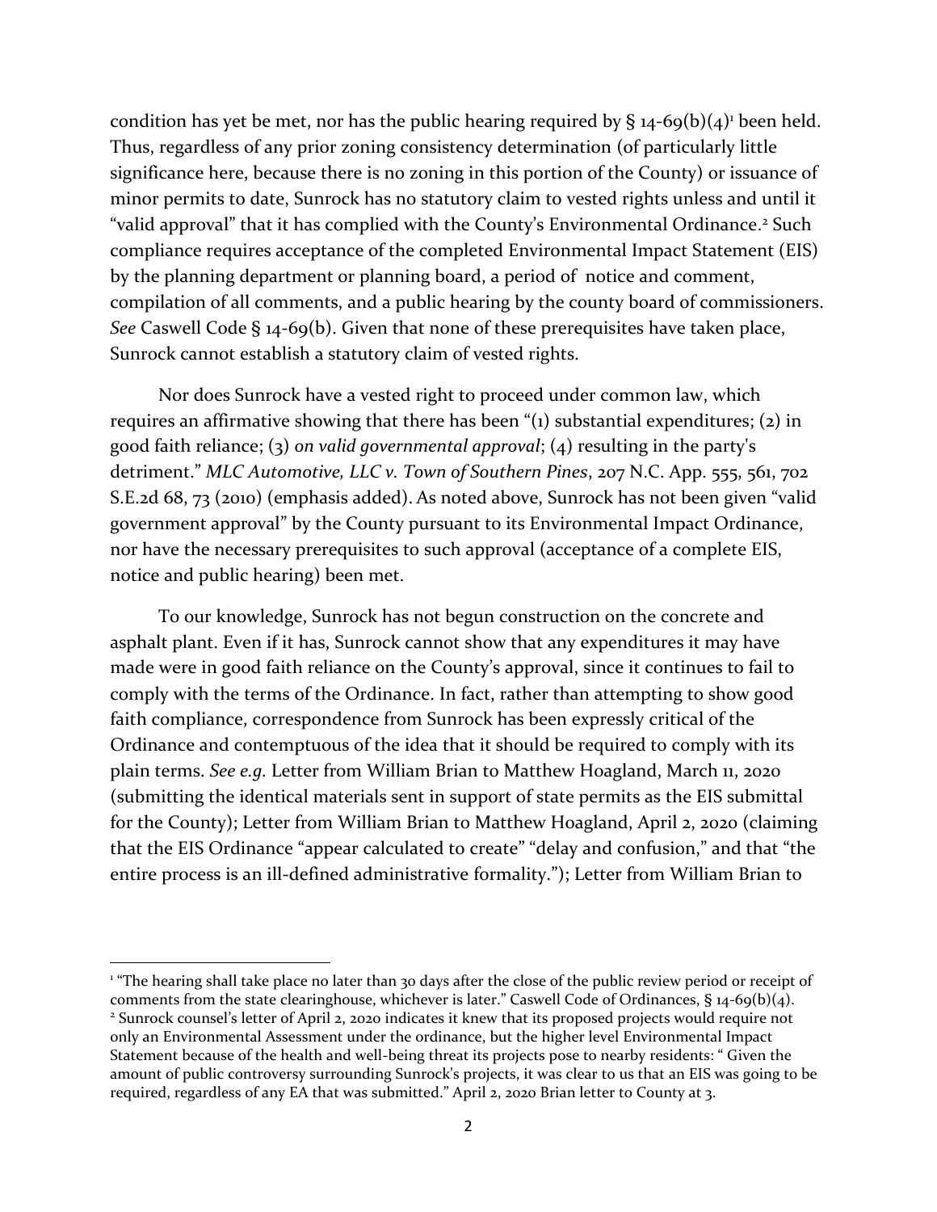condition has yet be met, nor has the public hearing required by § 14-69(b)(4)[1] been held. Thus, regardless of any prior zoning consistency determination (of particularly little significance here, because there is no zoning in this portion of the County) or issuance of minor permits to date, Sunrock has no statutory claim to vested rights unless and until it "valid approval" that it has complied with the County's Environmental Ordinance.[2] Such compliance requires acceptance of the completed Environmental Impact Statement (EIS) by the planning department or planning board, a period of notice and comment, compilation of all comments, and a public hearing by the county board of commissioners. *See* Caswell Code § 14-69(b). Given that none of these prerequisites have taken place, Sunrock cannot establish a statutory claim of vested rights.

Nor does Sunrock have a vested right to proceed under common law, which requires an affirmative showing that there has been "(1) substantial expenditures; (2) in good faith reliance; (3) *on valid governmental approval*; (4) resulting in the party's detriment." *MLC Automotive, LLC v. Town of Southern Pines*, 207 N.C. App. 555, 561, 702 S.E.2d 68, 73 (2010) (emphasis added). As noted above, Sunrock has not been given "valid government approval" by the County pursuant to its Environmental Impact Ordinance, nor have the necessary prerequisites to such approval (acceptance of a complete EIS, notice and public hearing) been met.

To our knowledge, Sunrock has not begun construction on the concrete and asphalt plant. Even if it has, Sunrock cannot show that any expenditures it may have made were in good faith reliance on the County's approval, since it continues to fail to comply with the terms of the Ordinance. In fact, rather than attempting to show good faith compliance, correspondence from Sunrock has been expressly critical of the Ordinance and contemptuous of the idea that it should be required to comply with its plain terms. *See e.g.* Letter from William Brian to Matthew Hoagland, March 11, 2020 (submitting the identical materials sent in support of state permits as the EIS submittal for the County); Letter from William Brian to Matthew Hoagland, April 2, 2020 (claiming that the EIS Ordinance "appear calculated to create" "delay and confusion," and that "the entire process is an ill-defined administrative formality."); Letter from William Brian to

---

[1] "The hearing shall take place no later than 30 days after the close of the public review period or receipt of comments from the state clearinghouse, whichever is later." Caswell Code of Ordinances, § 14-69(b)(4).

[2] Sunrock counsel's letter of April 2, 2020 indicates it knew that its proposed projects would require not only an Environmental Assessment under the ordinance, but the higher level Environmental Impact Statement because of the health and well-being threat its projects pose to nearby residents: " Given the amount of public controversy surrounding Sunrock's projects, it was clear to us that an EIS was going to be required, regardless of any EA that was submitted." April 2, 2020 Brian letter to County at 3.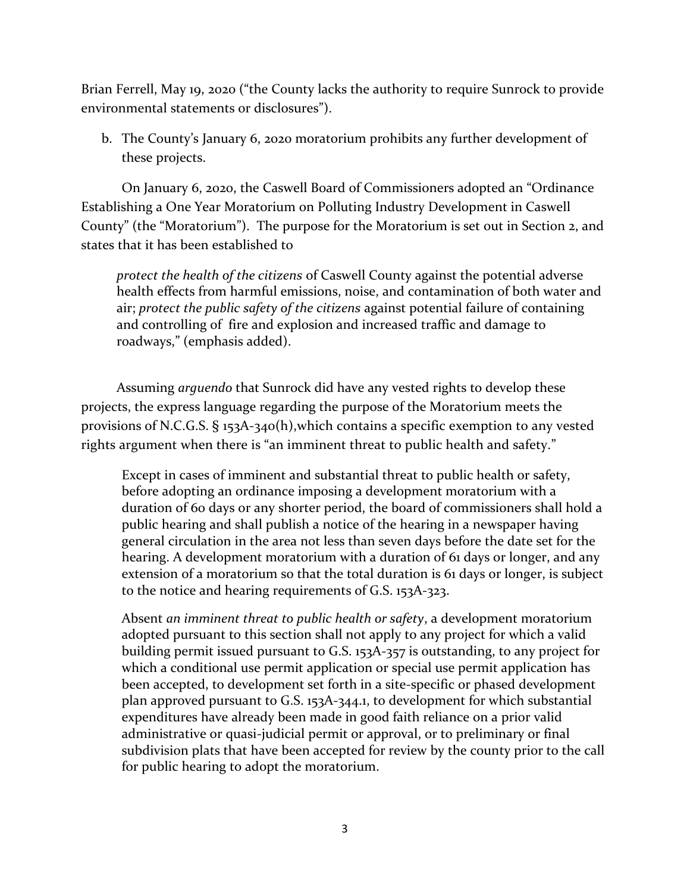Brian Ferrell, May 19, 2020 ("the County lacks the authority to require Sunrock to provide environmental statements or disclosures").

b. The County's January 6, 2020 moratorium prohibits any further development of these projects.

On January 6, 2020, the Caswell Board of Commissioners adopted an "Ordinance Establishing a One Year Moratorium on Polluting Industry Development in Caswell County" (the "Moratorium"). The purpose for the Moratorium is set out in Section 2, and states that it has been established to

> *protect the health of the citizens* of Caswell County against the potential adverse health effects from harmful emissions, noise, and contamination of both water and air; *protect the public safety of the citizens* against potential failure of containing and controlling of fire and explosion and increased traffic and damage to roadways," (emphasis added).

Assuming *arguendo* that Sunrock did have any vested rights to develop these projects, the express language regarding the purpose of the Moratorium meets the provisions of N.C.G.S. § 153A-340(h),which contains a specific exemption to any vested rights argument when there is "an imminent threat to public health and safety."

> Except in cases of imminent and substantial threat to public health or safety, before adopting an ordinance imposing a development moratorium with a duration of 60 days or any shorter period, the board of commissioners shall hold a public hearing and shall publish a notice of the hearing in a newspaper having general circulation in the area not less than seven days before the date set for the hearing. A development moratorium with a duration of 61 days or longer, and any extension of a moratorium so that the total duration is 61 days or longer, is subject to the notice and hearing requirements of G.S. 153A-323.
>
> Absent *an imminent threat to public health or safety*, a development moratorium adopted pursuant to this section shall not apply to any project for which a valid building permit issued pursuant to G.S. 153A-357 is outstanding, to any project for which a conditional use permit application or special use permit application has been accepted, to development set forth in a site-specific or phased development plan approved pursuant to G.S. 153A-344.1, to development for which substantial expenditures have already been made in good faith reliance on a prior valid administrative or quasi-judicial permit or approval, or to preliminary or final subdivision plats that have been accepted for review by the county prior to the call for public hearing to adopt the moratorium.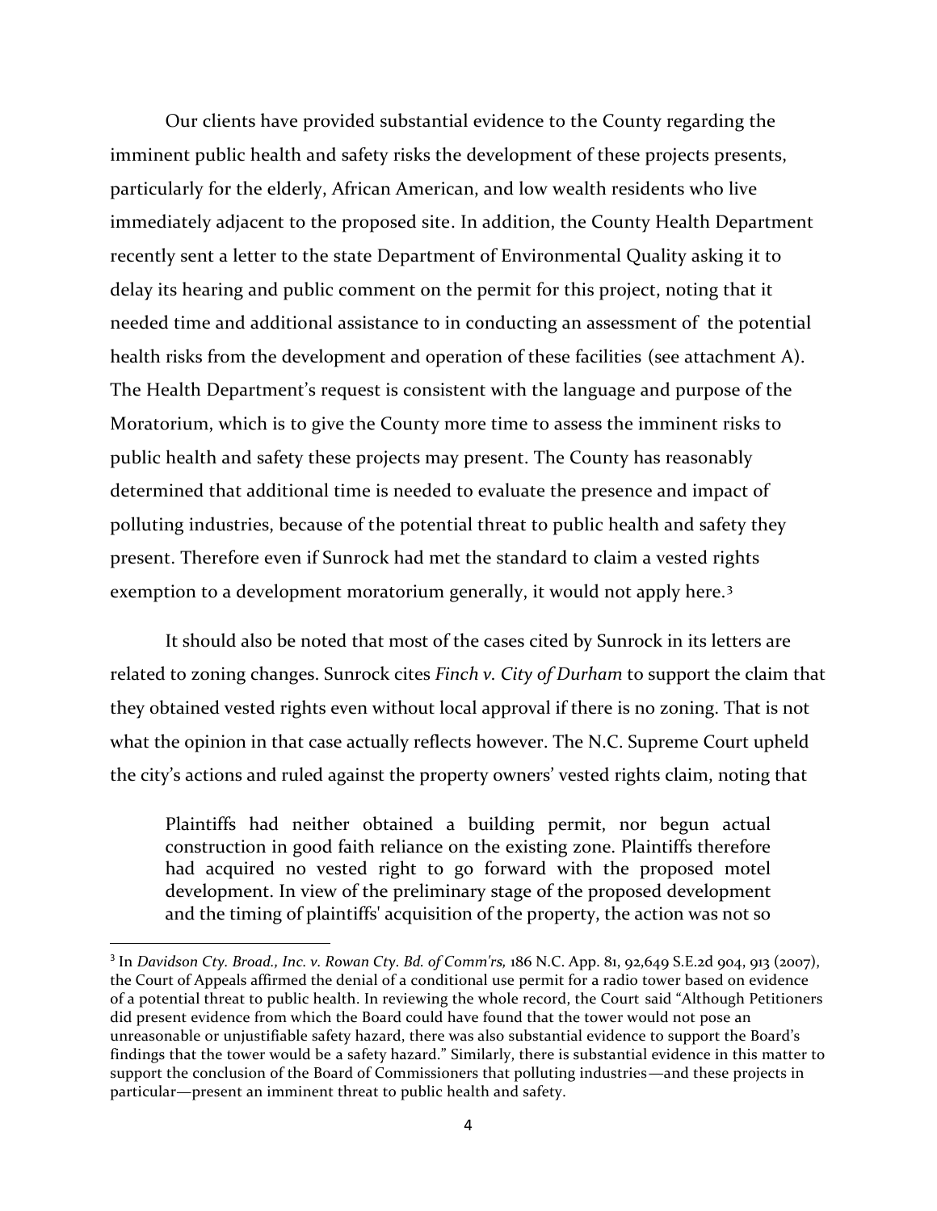Our clients have provided substantial evidence to the County regarding the imminent public health and safety risks the development of these projects presents, particularly for the elderly, African American, and low wealth residents who live immediately adjacent to the proposed site. In addition, the County Health Department recently sent a letter to the state Department of Environmental Quality asking it to delay its hearing and public comment on the permit for this project, noting that it needed time and additional assistance to in conducting an assessment of the potential health risks from the development and operation of these facilities (see attachment A). The Health Department's request is consistent with the language and purpose of the Moratorium, which is to give the County more time to assess the imminent risks to public health and safety these projects may present. The County has reasonably determined that additional time is needed to evaluate the presence and impact of polluting industries, because of the potential threat to public health and safety they present. Therefore even if Sunrock had met the standard to claim a vested rights exemption to a development moratorium generally, it would not apply here.[3]

It should also be noted that most of the cases cited by Sunrock in its letters are related to zoning changes. Sunrock cites *Finch v. City of Durham* to support the claim that they obtained vested rights even without local approval if there is no zoning. That is not what the opinion in that case actually reflects however. The N.C. Supreme Court upheld the city's actions and ruled against the property owners' vested rights claim, noting that

> Plaintiffs had neither obtained a building permit, nor begun actual construction in good faith reliance on the existing zone. Plaintiffs therefore had acquired no vested right to go forward with the proposed motel development. In view of the preliminary stage of the proposed development and the timing of plaintiffs' acquisition of the property, the action was not so

---

[3] In *Davidson Cty. Broad., Inc. v. Rowan Cty. Bd. of Comm'rs,* 186 N.C. App. 81, 92,649 S.E.2d 904, 913 (2007), the Court of Appeals affirmed the denial of a conditional use permit for a radio tower based on evidence of a potential threat to public health. In reviewing the whole record, the Court said "Although Petitioners did present evidence from which the Board could have found that the tower would not pose an unreasonable or unjustifiable safety hazard, there was also substantial evidence to support the Board's findings that the tower would be a safety hazard." Similarly, there is substantial evidence in this matter to support the conclusion of the Board of Commissioners that polluting industries—and these projects in particular—present an imminent threat to public health and safety.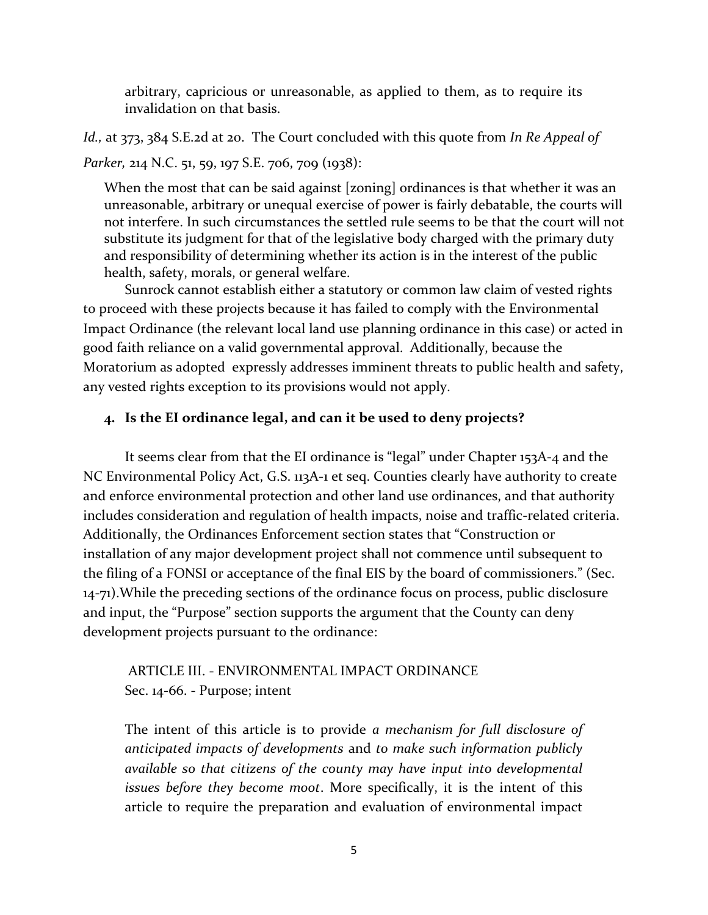> arbitrary, capricious or unreasonable, as applied to them, as to require its invalidation on that basis.

*Id.,* at 373, 384 S.E.2d at 20. The Court concluded with this quote from *In Re Appeal of Parker,* 214 N.C. 51, 59, 197 S.E. 706, 709 (1938):

> When the most that can be said against [zoning] ordinances is that whether it was an unreasonable, arbitrary or unequal exercise of power is fairly debatable, the courts will not interfere. In such circumstances the settled rule seems to be that the court will not substitute its judgment for that of the legislative body charged with the primary duty and responsibility of determining whether its action is in the interest of the public health, safety, morals, or general welfare.

Sunrock cannot establish either a statutory or common law claim of vested rights to proceed with these projects because it has failed to comply with the Environmental Impact Ordinance (the relevant local land use planning ordinance in this case) or acted in good faith reliance on a valid governmental approval. Additionally, because the Moratorium as adopted expressly addresses imminent threats to public health and safety, any vested rights exception to its provisions would not apply.

#### 4. Is the EI ordinance legal, and can it be used to deny projects?

It seems clear from that the EI ordinance is "legal" under Chapter 153A-4 and the NC Environmental Policy Act, G.S. 113A-1 et seq. Counties clearly have authority to create and enforce environmental protection and other land use ordinances, and that authority includes consideration and regulation of health impacts, noise and traffic-related criteria. Additionally, the Ordinances Enforcement section states that "Construction or installation of any major development project shall not commence until subsequent to the filing of a FONSI or acceptance of the final EIS by the board of commissioners." (Sec. 14-71).While the preceding sections of the ordinance focus on process, public disclosure and input, the "Purpose" section supports the argument that the County can deny development projects pursuant to the ordinance:

> ARTICLE III. - ENVIRONMENTAL IMPACT ORDINANCE
> Sec. 14-66. - Purpose; intent
>
> The intent of this article is to provide *a mechanism for full disclosure of anticipated impacts of developments* and *to make such information publicly available so that citizens of the county may have input into developmental issues before they become moot*. More specifically, it is the intent of this article to require the preparation and evaluation of environmental impact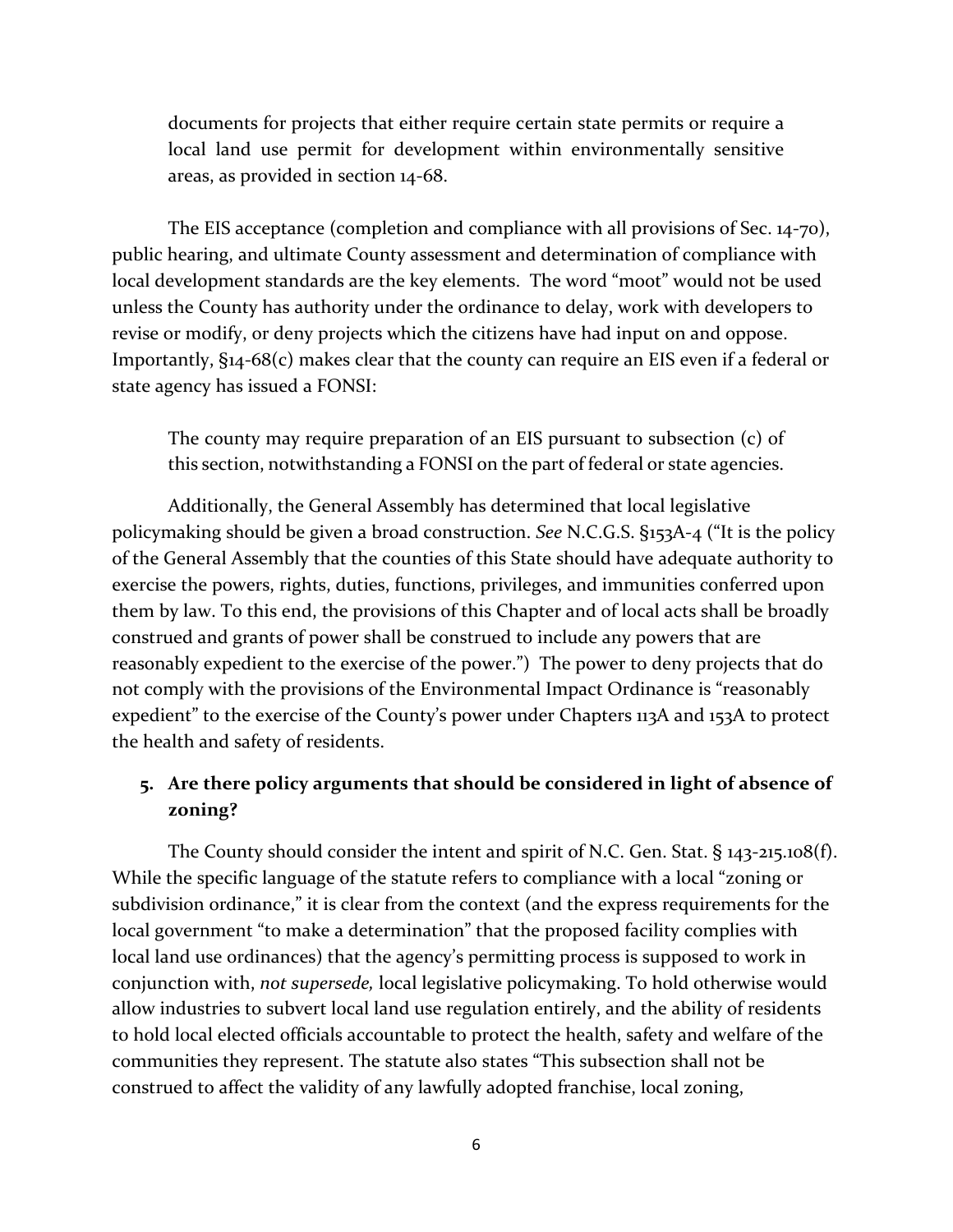> documents for projects that either require certain state permits or require a local land use permit for development within environmentally sensitive areas, as provided in section 14-68.

The EIS acceptance (completion and compliance with all provisions of Sec. 14-70), public hearing, and ultimate County assessment and determination of compliance with local development standards are the key elements. The word "moot" would not be used unless the County has authority under the ordinance to delay, work with developers to revise or modify, or deny projects which the citizens have had input on and oppose. Importantly, §14-68(c) makes clear that the county can require an EIS even if a federal or state agency has issued a FONSI:

> The county may require preparation of an EIS pursuant to subsection (c) of this section, notwithstanding a FONSI on the part of federal or state agencies.

Additionally, the General Assembly has determined that local legislative policymaking should be given a broad construction. *See* N.C.G.S. §153A-4 ("It is the policy of the General Assembly that the counties of this State should have adequate authority to exercise the powers, rights, duties, functions, privileges, and immunities conferred upon them by law. To this end, the provisions of this Chapter and of local acts shall be broadly construed and grants of power shall be construed to include any powers that are reasonably expedient to the exercise of the power.") The power to deny projects that do not comply with the provisions of the Environmental Impact Ordinance is "reasonably expedient" to the exercise of the County's power under Chapters 113A and 153A to protect the health and safety of residents.

## 5. Are there policy arguments that should be considered in light of absence of zoning?

The County should consider the intent and spirit of N.C. Gen. Stat. § 143-215.108(f). While the specific language of the statute refers to compliance with a local "zoning or subdivision ordinance," it is clear from the context (and the express requirements for the local government "to make a determination" that the proposed facility complies with local land use ordinances) that the agency's permitting process is supposed to work in conjunction with, *not supersede,* local legislative policymaking. To hold otherwise would allow industries to subvert local land use regulation entirely, and the ability of residents to hold local elected officials accountable to protect the health, safety and welfare of the communities they represent. The statute also states "This subsection shall not be construed to affect the validity of any lawfully adopted franchise, local zoning,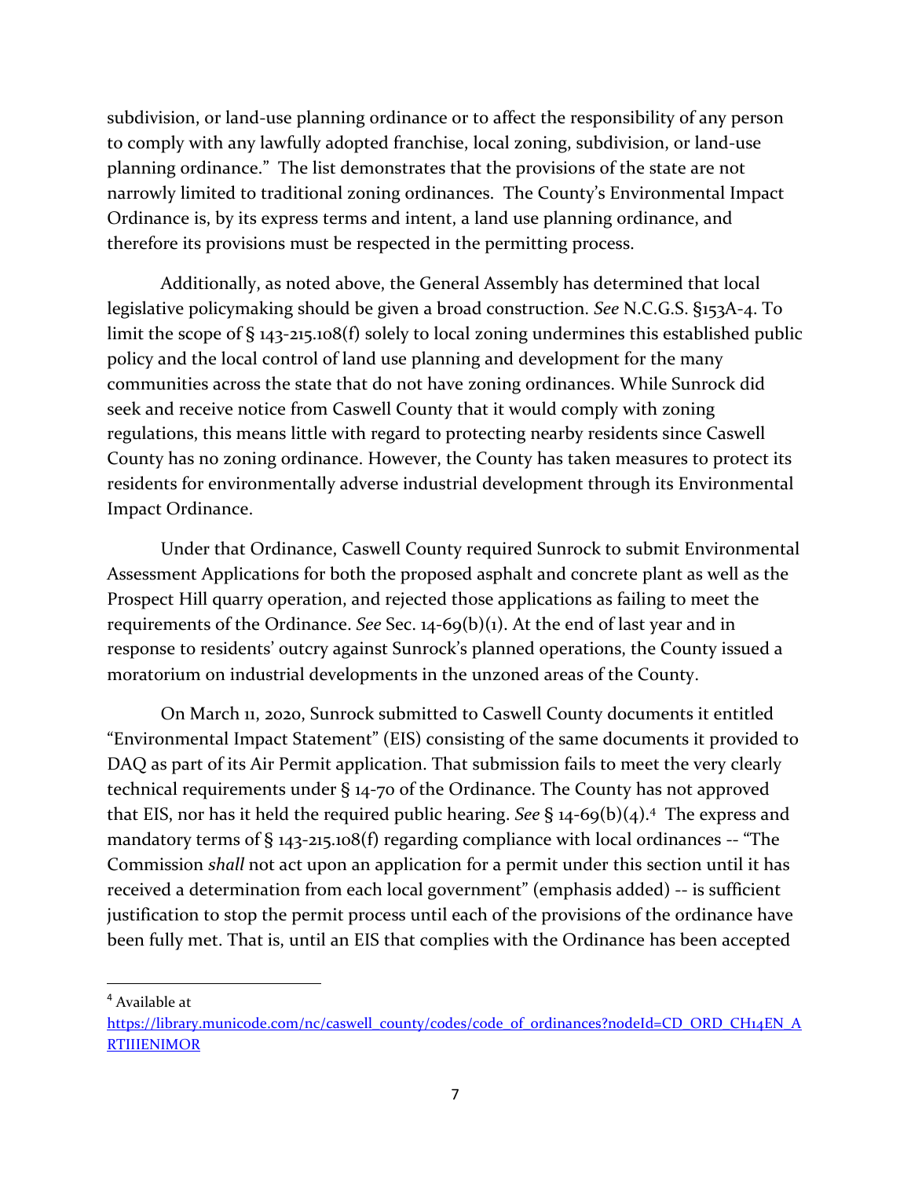subdivision, or land-use planning ordinance or to affect the responsibility of any person to comply with any lawfully adopted franchise, local zoning, subdivision, or land-use planning ordinance." The list demonstrates that the provisions of the state are not narrowly limited to traditional zoning ordinances. The County's Environmental Impact Ordinance is, by its express terms and intent, a land use planning ordinance, and therefore its provisions must be respected in the permitting process.

Additionally, as noted above, the General Assembly has determined that local legislative policymaking should be given a broad construction. *See* N.C.G.S. §153A-4. To limit the scope of § 143-215.108(f) solely to local zoning undermines this established public policy and the local control of land use planning and development for the many communities across the state that do not have zoning ordinances. While Sunrock did seek and receive notice from Caswell County that it would comply with zoning regulations, this means little with regard to protecting nearby residents since Caswell County has no zoning ordinance. However, the County has taken measures to protect its residents for environmentally adverse industrial development through its Environmental Impact Ordinance.

Under that Ordinance, Caswell County required Sunrock to submit Environmental Assessment Applications for both the proposed asphalt and concrete plant as well as the Prospect Hill quarry operation, and rejected those applications as failing to meet the requirements of the Ordinance. *See* Sec. 14-69(b)(1). At the end of last year and in response to residents' outcry against Sunrock's planned operations, the County issued a moratorium on industrial developments in the unzoned areas of the County.

On March 11, 2020, Sunrock submitted to Caswell County documents it entitled "Environmental Impact Statement" (EIS) consisting of the same documents it provided to DAQ as part of its Air Permit application. That submission fails to meet the very clearly technical requirements under § 14-70 of the Ordinance. The County has not approved that EIS, nor has it held the required public hearing. *See* § 14-69(b)(4).[4] The express and mandatory terms of § 143-215.108(f) regarding compliance with local ordinances -- "The Commission *shall* not act upon an application for a permit under this section until it has received a determination from each local government" (emphasis added) -- is sufficient justification to stop the permit process until each of the provisions of the ordinance have been fully met. That is, until an EIS that complies with the Ordinance has been accepted

[4] Available at https://library.municode.com/nc/caswell_county/codes/code_of_ordinances?nodeId=CD_ORD_CH14EN_ARTIIIENIMOR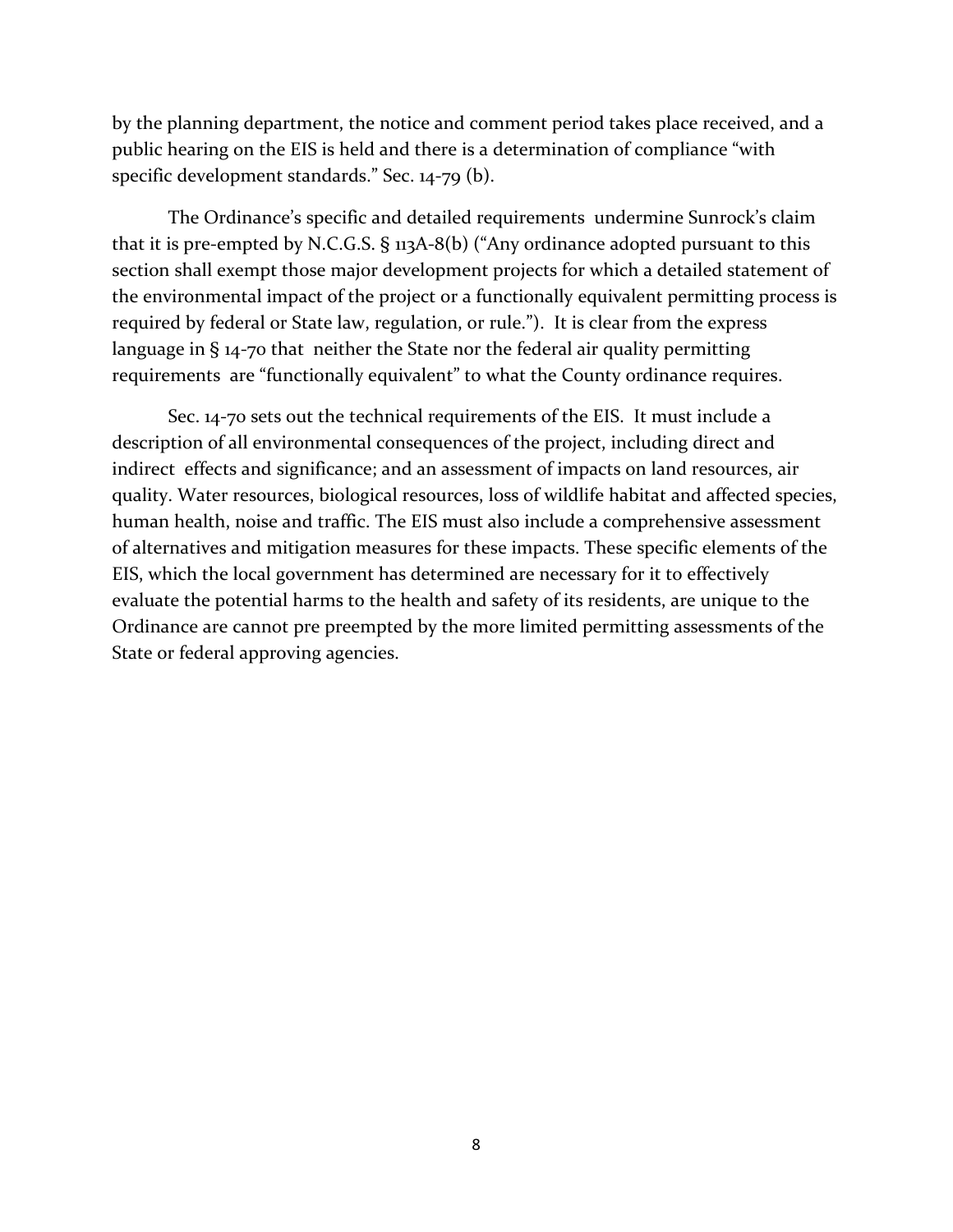by the planning department, the notice and comment period takes place received, and a public hearing on the EIS is held and there is a determination of compliance "with specific development standards." Sec. 14-79 (b).

The Ordinance's specific and detailed requirements undermine Sunrock's claim that it is pre-empted by N.C.G.S. § 113A-8(b) ("Any ordinance adopted pursuant to this section shall exempt those major development projects for which a detailed statement of the environmental impact of the project or a functionally equivalent permitting process is required by federal or State law, regulation, or rule."). It is clear from the express language in § 14-70 that neither the State nor the federal air quality permitting requirements are "functionally equivalent" to what the County ordinance requires.

Sec. 14-70 sets out the technical requirements of the EIS. It must include a description of all environmental consequences of the project, including direct and indirect effects and significance; and an assessment of impacts on land resources, air quality. Water resources, biological resources, loss of wildlife habitat and affected species, human health, noise and traffic. The EIS must also include a comprehensive assessment of alternatives and mitigation measures for these impacts. These specific elements of the EIS, which the local government has determined are necessary for it to effectively evaluate the potential harms to the health and safety of its residents, are unique to the Ordinance are cannot pre preempted by the more limited permitting assessments of the State or federal approving agencies.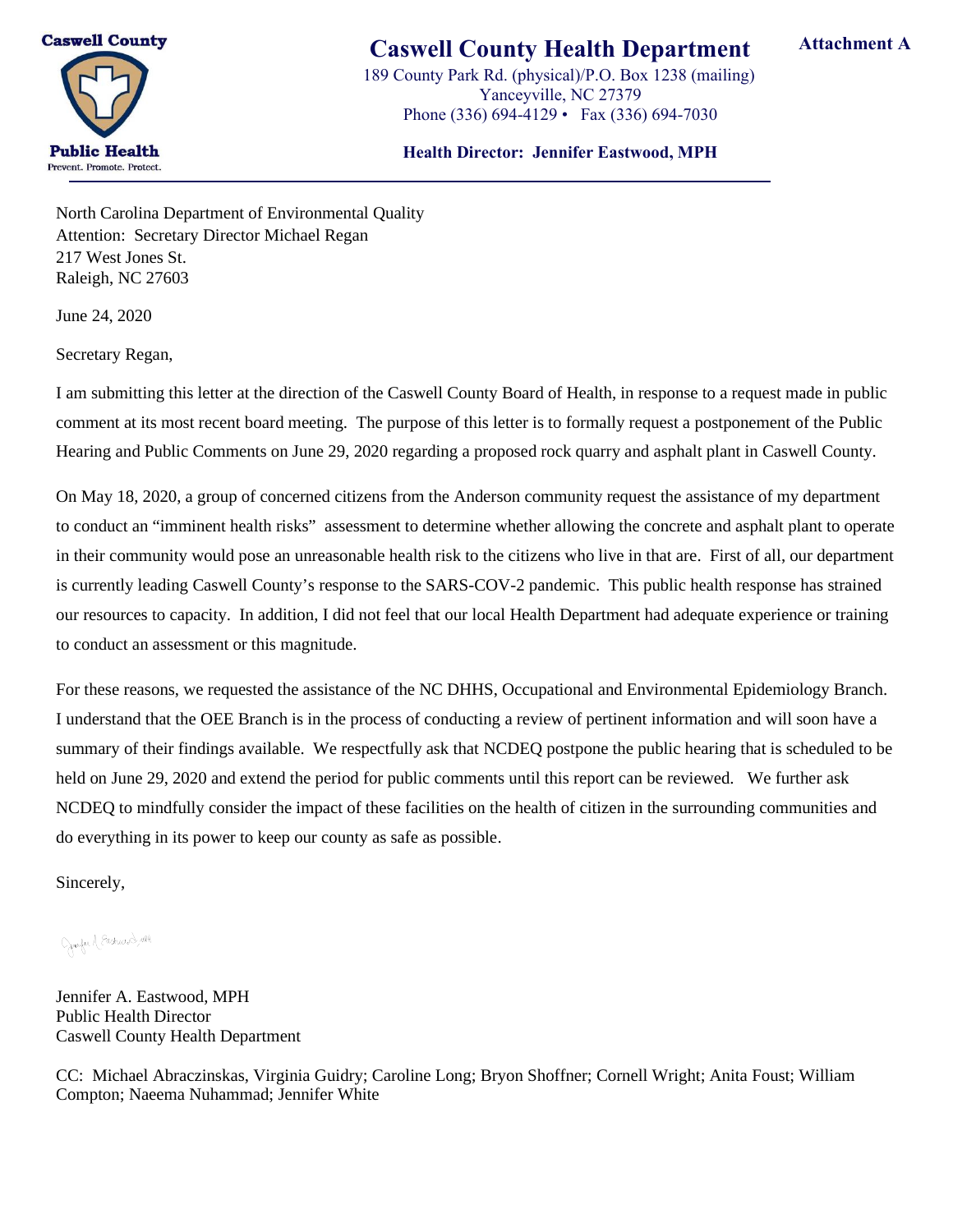**Attachment A**

# Caswell County Health Department

189 County Park Rd. (physical)/P.O. Box 1238 (mailing)
Yanceyville, NC 27379
Phone (336) 694-4129 • Fax (336) 694-7030

**Health Director: Jennifer Eastwood, MPH**

Caswell County
Public Health
Prevent. Promote. Protect.

---

North Carolina Department of Environmental Quality
Attention: Secretary Director Michael Regan
217 West Jones St.
Raleigh, NC 27603

June 24, 2020

Secretary Regan,

I am submitting this letter at the direction of the Caswell County Board of Health, in response to a request made in public comment at its most recent board meeting. The purpose of this letter is to formally request a postponement of the Public Hearing and Public Comments on June 29, 2020 regarding a proposed rock quarry and asphalt plant in Caswell County.

On May 18, 2020, a group of concerned citizens from the Anderson community request the assistance of my department to conduct an "imminent health risks" assessment to determine whether allowing the concrete and asphalt plant to operate in their community would pose an unreasonable health risk to the citizens who live in that are. First of all, our department is currently leading Caswell County's response to the SARS-COV-2 pandemic. This public health response has strained our resources to capacity. In addition, I did not feel that our local Health Department had adequate experience or training to conduct an assessment or this magnitude.

For these reasons, we requested the assistance of the NC DHHS, Occupational and Environmental Epidemiology Branch. I understand that the OEE Branch is in the process of conducting a review of pertinent information and will soon have a summary of their findings available. We respectfully ask that NCDEQ postpone the public hearing that is scheduled to be held on June 29, 2020 and extend the period for public comments until this report can be reviewed. We further ask NCDEQ to mindfully consider the impact of these facilities on the health of citizen in the surrounding communities and do everything in its power to keep our county as safe as possible.

Sincerely,

Jennifer A. Eastwood, MPH
Public Health Director
Caswell County Health Department

CC: Michael Abraczinskas, Virginia Guidry; Caroline Long; Bryon Shoffner; Cornell Wright; Anita Foust; William Compton; Naeema Nuhammad; Jennifer White